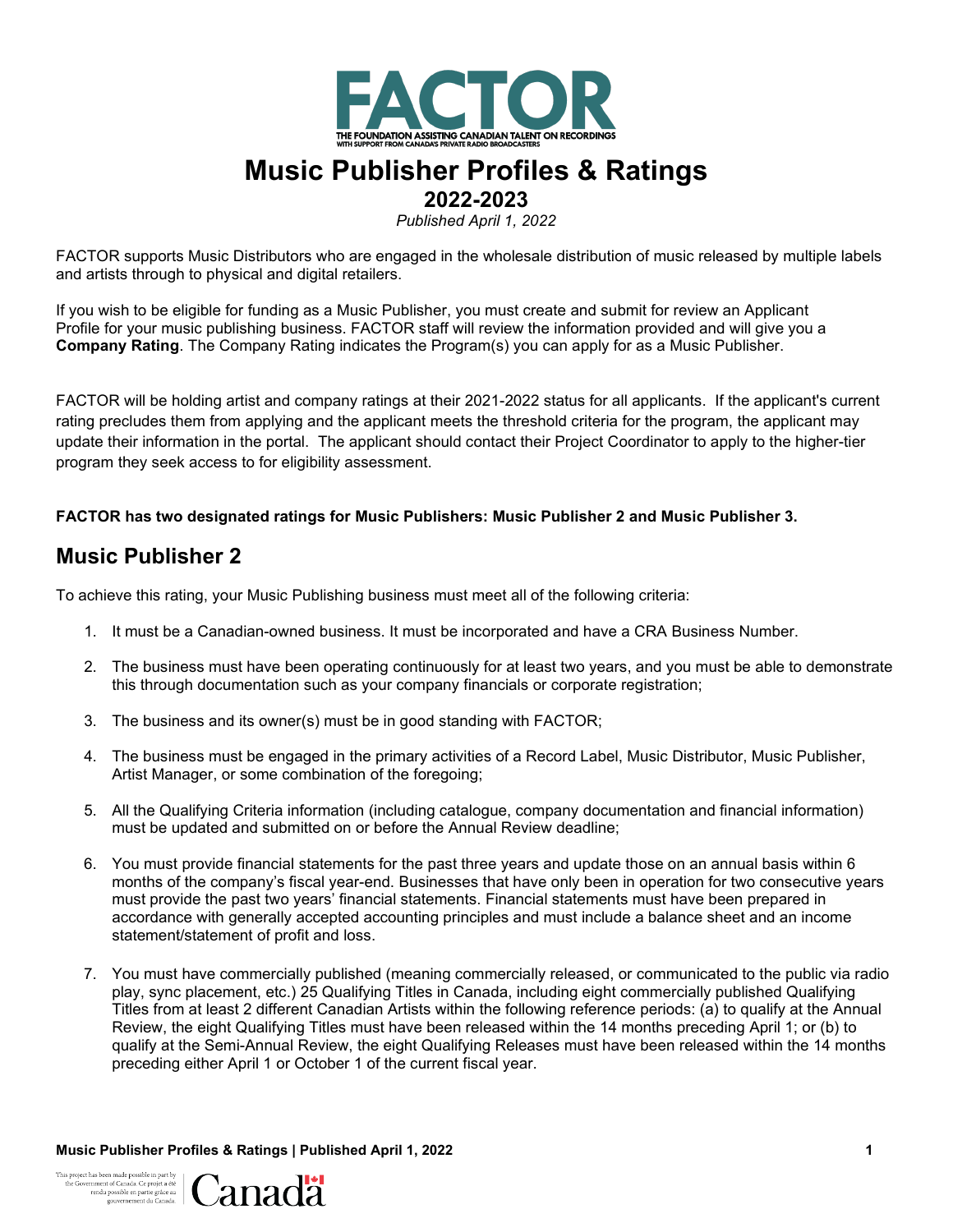# Music Publisher Profiles & Ratings

## 2022-2023

*Published April 1, 2022*

FACTOR supports Music Distributors who are engaged in the wholesale distribution of music released by multiple labels and artists through to physical and digital retailers.

If you wish to be eligible for funding as a Music Publisher, you must create and submit for review an Applicant Profile for your music publishing business. FACTOR staff will review the information provided and will give you a **Company Rating**. The Company Rating indicates the Program(s) you can apply for as a Music Publisher.

FACTOR will be holding artist and company ratings at their 2021-2022 status for all applicants. If the applicant's current rating precludes them from applying and the applicant meets the threshold criteria for the program, the applicant may update their information in the portal. The applicant should contact their Project Coordinator to apply to the higher-tier program they seek access to for eligibility assessment.

**FACTOR has two designated ratings for Music Publishers: Music Publisher 2 and Music Publisher 3.**

## Music Publisher 2

To achieve this rating, your Music Publishing business must meet all of the following criteria:

1. It must be a Canadian-owned business. It must be incorporated and have a CRA Business Number.
2. The business must have been operating continuously for at least two years, and you must be able to demonstrate this through documentation such as your company financials or corporate registration;
3. The business and its owner(s) must be in good standing with FACTOR;
4. The business must be engaged in the primary activities of a Record Label, Music Distributor, Music Publisher, Artist Manager, or some combination of the foregoing;
5. All the Qualifying Criteria information (including catalogue, company documentation and financial information) must be updated and submitted on or before the Annual Review deadline;
6. You must provide financial statements for the past three years and update those on an annual basis within 6 months of the company's fiscal year-end. Businesses that have only been in operation for two consecutive years must provide the past two years' financial statements. Financial statements must have been prepared in accordance with generally accepted accounting principles and must include a balance sheet and an income statement/statement of profit and loss.
7. You must have commercially published (meaning commercially released, or communicated to the public via radio play, sync placement, etc.) 25 Qualifying Titles in Canada, including eight commercially published Qualifying Titles from at least 2 different Canadian Artists within the following reference periods: (a) to qualify at the Annual Review, the eight Qualifying Titles must have been released within the 14 months preceding April 1; or (b) to qualify at the Semi-Annual Review, the eight Qualifying Releases must have been released within the 14 months preceding either April 1 or October 1 of the current fiscal year.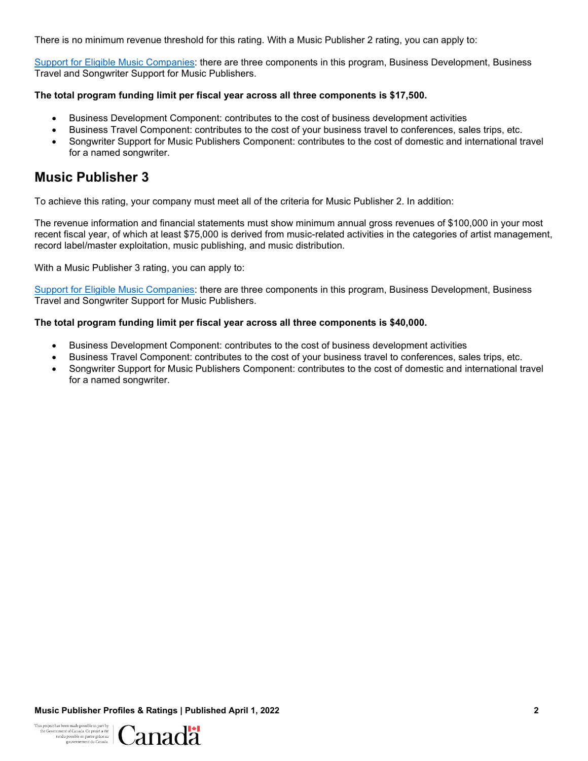There is no minimum revenue threshold for this rating. With a Music Publisher 2 rating, you can apply to:

Support for Eligible Music Companies: there are three components in this program, Business Development, Business Travel and Songwriter Support for Music Publishers.

**The total program funding limit per fiscal year across all three components is $17,500.**

- Business Development Component: contributes to the cost of business development activities
- Business Travel Component: contributes to the cost of your business travel to conferences, sales trips, etc.
- Songwriter Support for Music Publishers Component: contributes to the cost of domestic and international travel for a named songwriter.

## Music Publisher 3

To achieve this rating, your company must meet all of the criteria for Music Publisher 2. In addition:

The revenue information and financial statements must show minimum annual gross revenues of $100,000 in your most recent fiscal year, of which at least $75,000 is derived from music-related activities in the categories of artist management, record label/master exploitation, music publishing, and music distribution.

With a Music Publisher 3 rating, you can apply to:

Support for Eligible Music Companies: there are three components in this program, Business Development, Business Travel and Songwriter Support for Music Publishers.

**The total program funding limit per fiscal year across all three components is $40,000.**

- Business Development Component: contributes to the cost of business development activities
- Business Travel Component: contributes to the cost of your business travel to conferences, sales trips, etc.
- Songwriter Support for Music Publishers Component: contributes to the cost of domestic and international travel for a named songwriter.

This project has been made possible in part by the Government of Canada. Ce projet a été rendu possible en partie grâce au gouvernement du Canada.

Canada